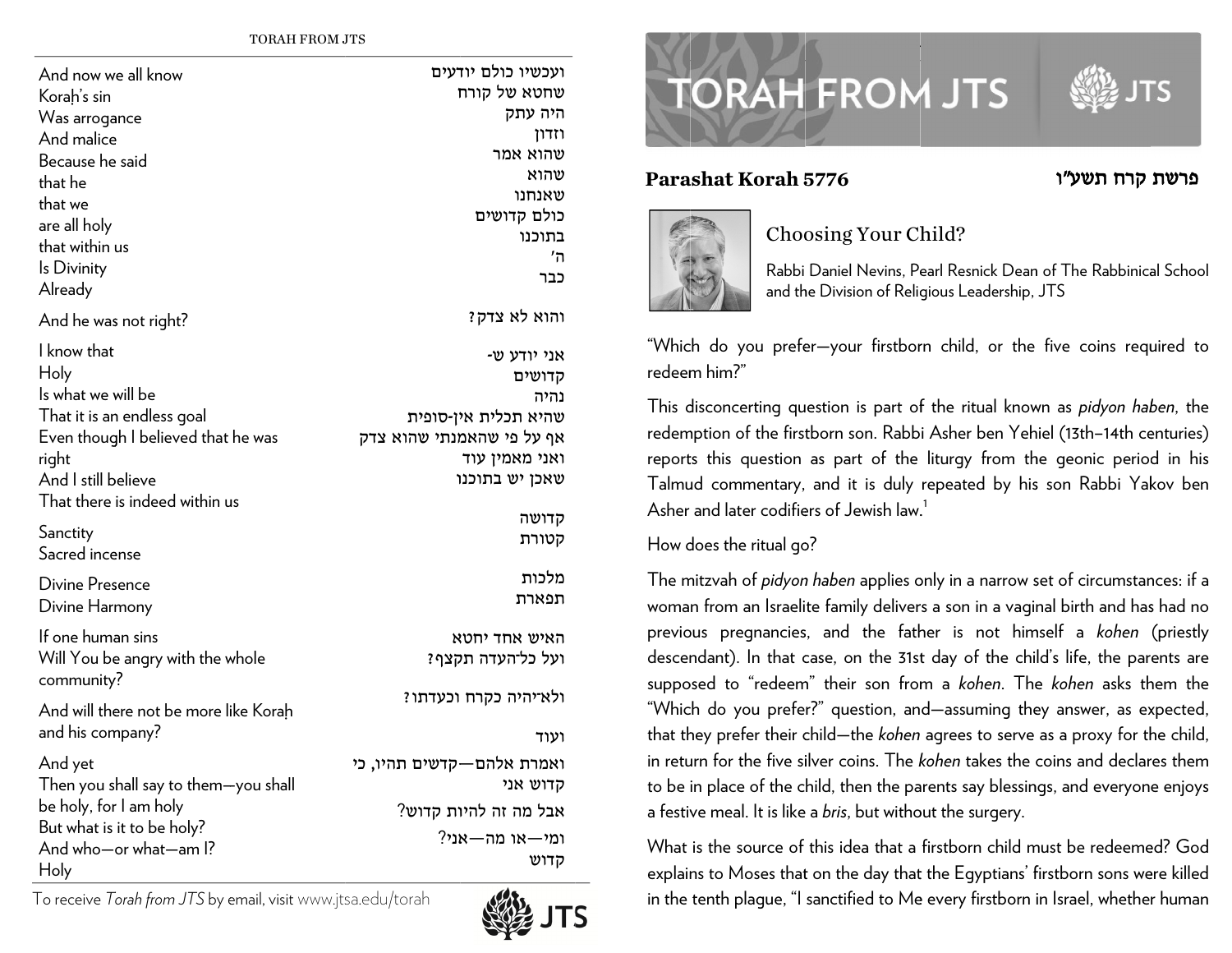| | |
|---|---|
| And now we all know | ועכשיו כולם יודעים |
| Koraḥ's sin | שחטא של קורח |
| Was arrogance | היה עתק |
| And malice | וזדון |
| Because he said | שהוא אמר |
| that he | שהוא |
| that we | שאנחנו |
| are all holy | כולם קדושים |
| that within us | בתוכנו |
| Is Divinity | ה' |
| Already | כבר |
| And he was not right? | והוא לא צדק? |
| I know that | אני יודע ש- |
| Holy | קדושים |
| Is what we will be | נהיה |
| That it is an endless goal | שהיא תכלית אין-סופית |
| Even though I believed that he was right | אף על פי שהאמנתי שהוא צדק |
| And I still believe | ואני מאמין עוד |
| That there is indeed within us | שאכן יש בתוכנו |
| Sanctity | קדושה |
| Sacred incense | קטורת |
| Divine Presence | מלכות |
| Divine Harmony | תפארת |
| If one human sins | האיש אחד יחטא |
| Will You be angry with the whole community? | ועל כל־העדה תקצף? |
| And will there not be more like Koraḥ and his company? | ולא־יהיה כקרח וכעדתו? |
| And yet | ועוד |
| Then you shall say to them—you shall be holy, for I am holy | ואמרת אלהם—קדשים תהיו, כי קדוש אני |
| But what is it to be holy? | אבל מה זה להיות קדוש? |
| And who—or what—am I? | ומי—או מה—אני? |
| Holy | קדוש |

To receive *Torah from JTS* by email, visit www.jtsa.edu/torah

# TORAH FROM JTS

**Parashat Korah 5776** — **פרשת קרח תשע"ו**

## Choosing Your Child?

Rabbi Daniel Nevins, Pearl Resnick Dean of The Rabbinical School and the Division of Religious Leadership, JTS

"Which do you prefer—your firstborn child, or the five coins required to redeem him?"

This disconcerting question is part of the ritual known as *pidyon haben*, the redemption of the firstborn son. Rabbi Asher ben Yehiel (13th–14th centuries) reports this question as part of the liturgy from the geonic period in his Talmud commentary, and it is duly repeated by his son Rabbi Yakov ben Asher and later codifiers of Jewish law.[1]

How does the ritual go?

The mitzvah of *pidyon haben* applies only in a narrow set of circumstances: if a woman from an Israelite family delivers a son in a vaginal birth and has had no previous pregnancies, and the father is not himself a *kohen* (priestly descendant). In that case, on the 31st day of the child's life, the parents are supposed to "redeem" their son from a *kohen*. The *kohen* asks them the "Which do you prefer?" question, and—assuming they answer, as expected, that they prefer their child—the *kohen* agrees to serve as a proxy for the child, in return for the five silver coins. The *kohen* takes the coins and declares them to be in place of the child, then the parents say blessings, and everyone enjoys a festive meal. It is like a *bris*, but without the surgery.

What is the source of this idea that a firstborn child must be redeemed? God explains to Moses that on the day that the Egyptians' firstborn sons were killed in the tenth plague, "I sanctified to Me every firstborn in Israel, whether human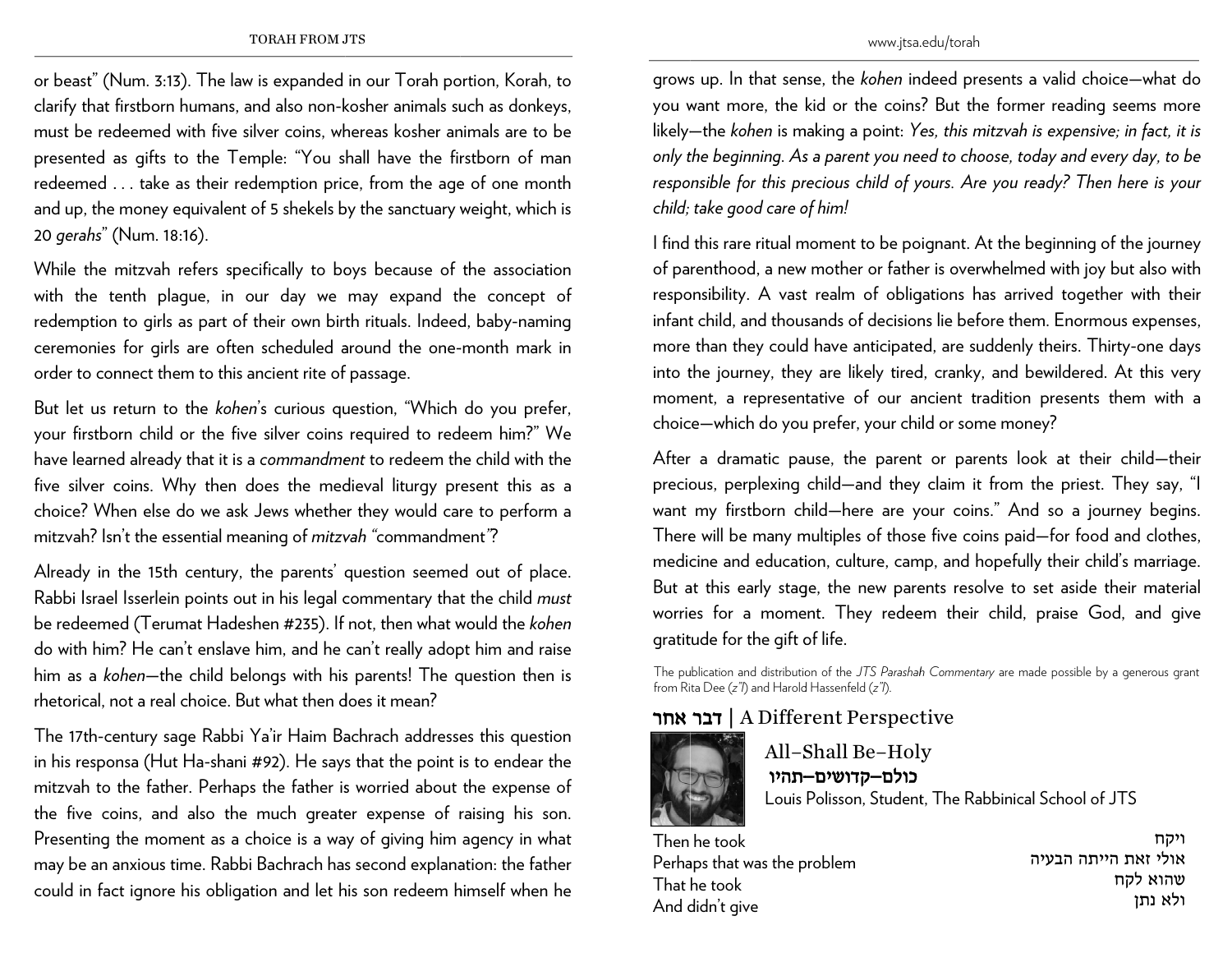or beast" (Num. 3:13). The law is expanded in our Torah portion, Korah, to clarify that firstborn humans, and also non-kosher animals such as donkeys, must be redeemed with five silver coins, whereas kosher animals are to be presented as gifts to the Temple: "You shall have the firstborn of man redeemed . . . take as their redemption price, from the age of one month and up, the money equivalent of 5 shekels by the sanctuary weight, which is 20 *gerahs*" (Num. 18:16).

While the mitzvah refers specifically to boys because of the association with the tenth plague, in our day we may expand the concept of redemption to girls as part of their own birth rituals. Indeed, baby-naming ceremonies for girls are often scheduled around the one-month mark in order to connect them to this ancient rite of passage.

But let us return to the *kohen*'s curious question, "Which do you prefer, your firstborn child or the five silver coins required to redeem him?" We have learned already that it is a *commandment* to redeem the child with the five silver coins. Why then does the medieval liturgy present this as a choice? When else do we ask Jews whether they would care to perform a mitzvah? Isn't the essential meaning of *mitzvah* "commandment"?

Already in the 15th century, the parents' question seemed out of place. Rabbi Israel Isserlein points out in his legal commentary that the child *must* be redeemed (Terumat Hadeshen #235). If not, then what would the *kohen* do with him? He can't enslave him, and he can't really adopt him and raise him as a *kohen*—the child belongs with his parents! The question then is rhetorical, not a real choice. But what then does it mean?

The 17th-century sage Rabbi Ya'ir Haim Bachrach addresses this question in his responsa (Hut Ha-shani #92). He says that the point is to endear the mitzvah to the father. Perhaps the father is worried about the expense of the five coins, and also the much greater expense of raising his son. Presenting the moment as a choice is a way of giving him agency in what may be an anxious time. Rabbi Bachrach has second explanation: the father could in fact ignore his obligation and let his son redeem himself when he grows up. In that sense, the *kohen* indeed presents a valid choice—what do you want more, the kid or the coins? But the former reading seems more likely—the *kohen* is making a point: *Yes, this mitzvah is expensive; in fact, it is only the beginning. As a parent you need to choose, today and every day, to be responsible for this precious child of yours. Are you ready? Then here is your child; take good care of him!*

I find this rare ritual moment to be poignant. At the beginning of the journey of parenthood, a new mother or father is overwhelmed with joy but also with responsibility. A vast realm of obligations has arrived together with their infant child, and thousands of decisions lie before them. Enormous expenses, more than they could have anticipated, are suddenly theirs. Thirty-one days into the journey, they are likely tired, cranky, and bewildered. At this very moment, a representative of our ancient tradition presents them with a choice—which do you prefer, your child or some money?

After a dramatic pause, the parent or parents look at their child—their precious, perplexing child—and they claim it from the priest. They say, "I want my firstborn child—here are your coins." And so a journey begins. There will be many multiples of those five coins paid—for food and clothes, medicine and education, culture, camp, and hopefully their child's marriage. But at this early stage, the new parents resolve to set aside their material worries for a moment. They redeem their child, praise God, and give gratitude for the gift of life.

The publication and distribution of the *JTS Parashah Commentary* are made possible by a generous grant from Rita Dee (*z"l*) and Harold Hassenfeld (*z"l*).

## דבר אחר | A Different Perspective

### All–Shall Be–Holy
### כולם–קדושים–תהיו

Louis Polisson, Student, The Rabbinical School of JTS

| | |
|---|---|
| Then he took | ויקח |
| Perhaps that was the problem | אולי זאת הייתה הבעיה |
| That he took | שהוא לקח |
| And didn't give | ולא נתן |